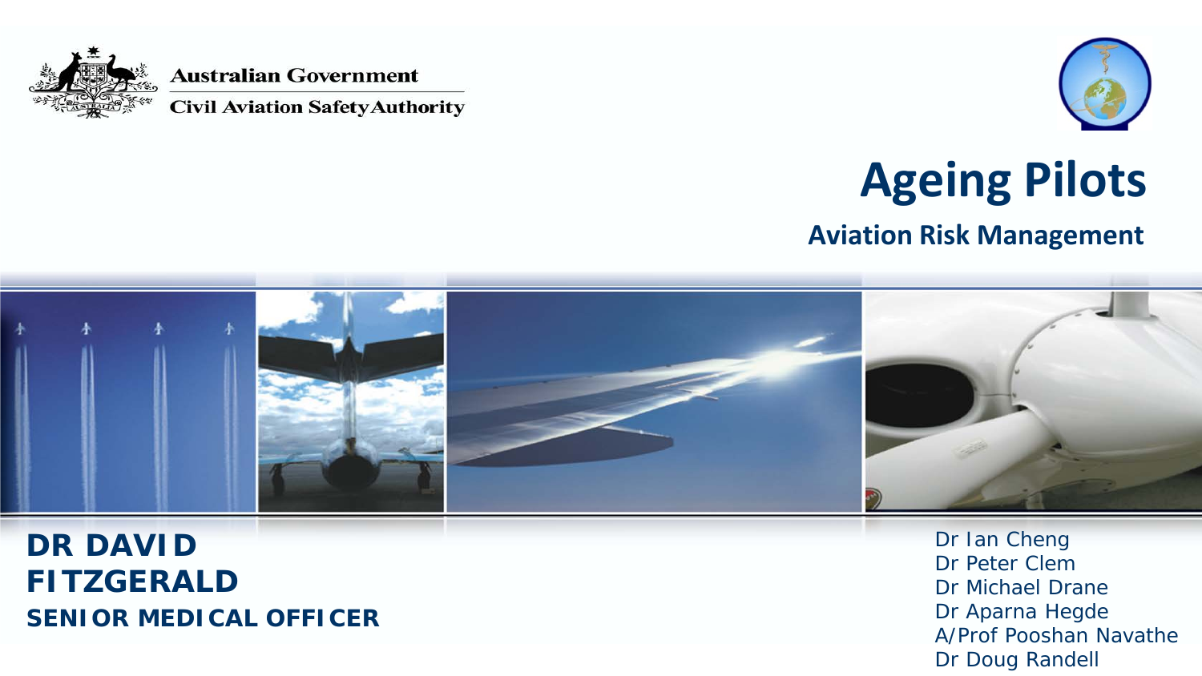Australian Government
Civil Aviation Safety Authority

# Ageing Pilots

## Aviation Risk Management

**DR DAVID FITZGERALD**
**SENIOR MEDICAL OFFICER**

Dr Ian Cheng
Dr Peter Clem
Dr Michael Drane
Dr Aparna Hegde
A/Prof Pooshan Navathe
Dr Doug Randell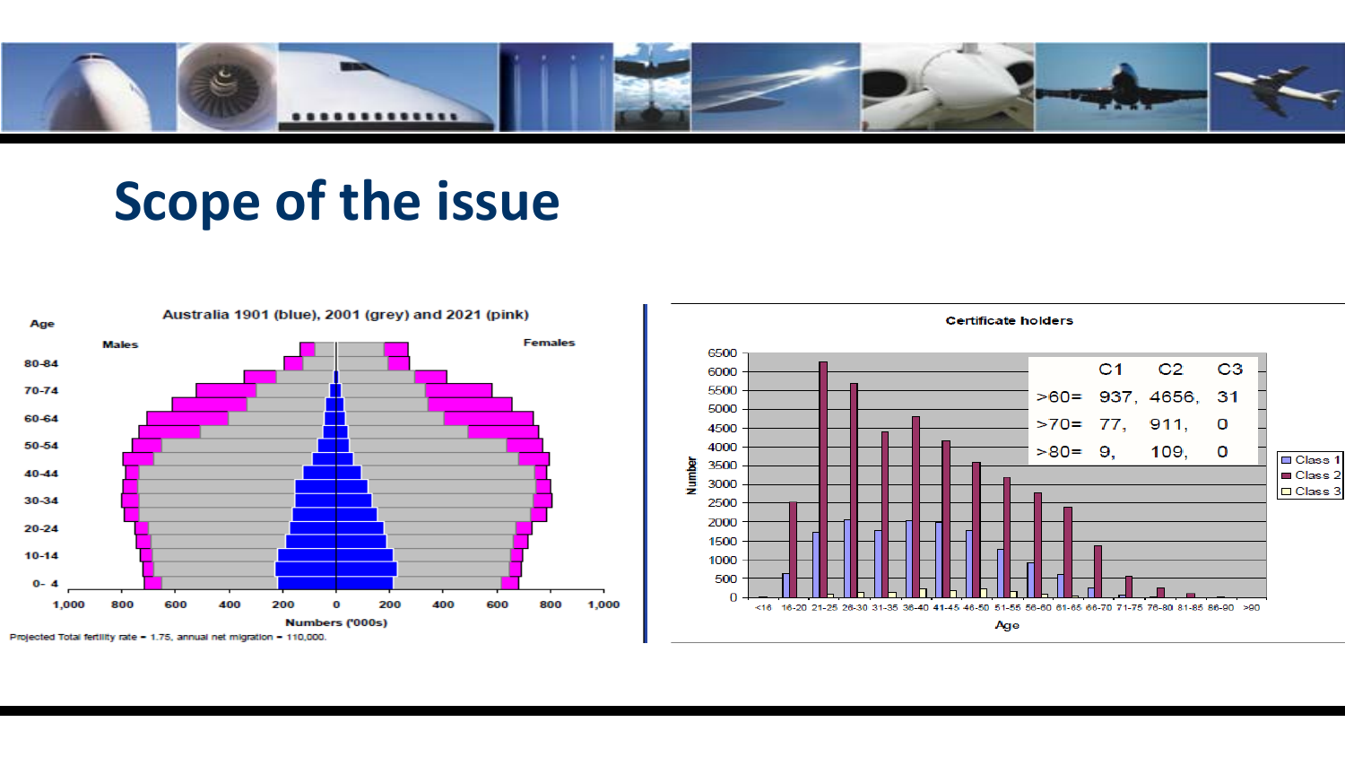# Scope of the issue

Australia 1901 (blue), 2001 (grey) and 2021 (pink)

Projected Total fertility rate = 1.75, annual net migration = 110,000.

Certificate holders

| | C1 | C2 | C3 |
|---|---|---|---|
| >60= | 937, | 4656, | 31 |
| >70= | 77, | 911, | 0 |
| >80= | 9, | 109, | 0 |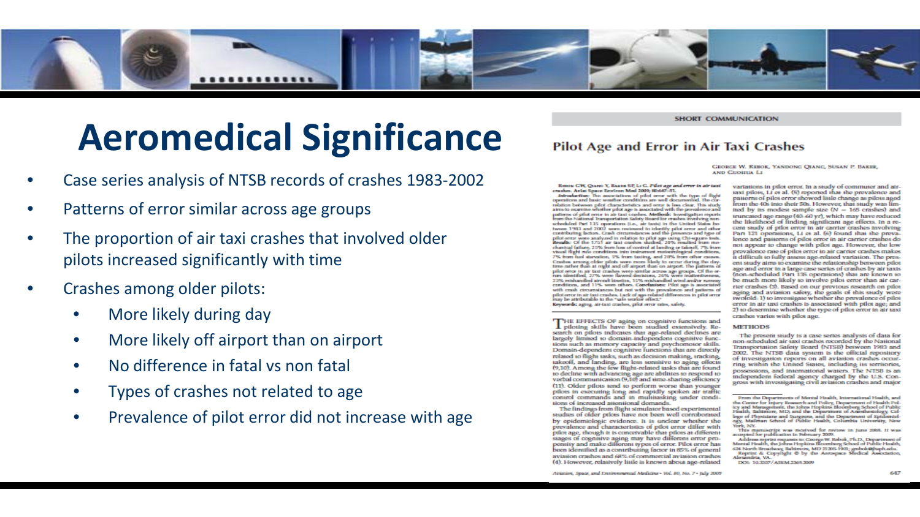# Aeromedical Significance

- Case series analysis of NTSB records of crashes 1983-2002
- Patterns of error similar across age groups
- The proportion of air taxi crashes that involved older pilots increased significantly with time
- Crashes among older pilots:
  - More likely during day
  - More likely off airport than on airport
  - No difference in fatal vs non fatal
  - Types of crashes not related to age
  - Prevalence of pilot error did not increase with age

SHORT COMMUNICATION

## Pilot Age and Error in Air Taxi Crashes

George W. Rebok, Yandong Qiang, Susan P. Baker, and Guohua Li

Rebok GW, Qiang Y, Baker SP, Li G. Pilot age and error in air taxi crashes. Aviat Space Environ Med 2009; 80:647–51.

**Introduction:** The associations of pilot error with the type of flight operations and basic weather conditions are well documented. The correlation between pilot characteristics and error is less clear. This study aims to examine whether pilot age is associated with the prevalence and patterns of pilot error in air taxi crashes. **Methods:** Investigation reports from the National Transportation Safety Board for crashes involving non-scheduled Part 135 operations (i.e., air taxis) in the United States between 1983 and 2002 were reviewed to identify pilot error and other contributing factors. Crash circumstances and the presence and type of pilot error were analyzed in relation to pilot age using Chi-square tests. **Results:** Of the 1751 air taxi crashes studied, 28% resulted from mechanical failure, 25% from loss of control at landing or takeoff, 7% from visual flight rule conditions into instrument meteorological conditions, 7% from fuel starvation, 5% from taxiing, and 28% from other causes. Crashes among older pilots were more likely to occur during the daytime rather than at night and off airport than on airport. The patterns of pilot error in air taxi crashes were similar across age groups. Of the errors identified, 27% were flawed decisions, 26% were inattentiveness, 23% mishandled aircraft kinetics, 15% mishandled wind and/or runway conditions, and 11% were others. **Conclusions:** Pilot age is associated with crash circumstances but not with the prevalence and patterns of pilot error in air taxi crashes. Lack of age-related differences in pilot error may be attributable to the "safe worker effect."

**Keywords:** aging, air-taxi crashes, pilot error rates, safety.

THE EFFECTS OF aging on cognitive functions and piloting skills have been studied extensively. Research on pilots indicates that age-related declines are largely limited to domain-independent cognitive functions such as memory capacity and psychomotor skills. Domain-dependent cognitive functions that are directly related to flight tasks, such as decision making, tracking, takeoff, and landing, are less sensitive to aging effects (9,10). Among the few flight-related tasks that are found to decline with advancing age are abilities to respond to verbal communication (9,10) and time-sharing efficiency (11). Older pilots tend to perform worse than younger pilots in executing long and rapidly spoken air traffic control commands and in multitasking under conditions of increased attentional demands.

The findings from flight simulator based experimental studies of older pilots have not been well corroborated by epidemiologic evidence. It is unclear whether the prevalence and characteristics of pilot error differ with pilot age, though it is conceivable that pilots at different stages of cognitive aging may have different error propensity and make different types of errors. Pilot error has been identified as a contributing factor in 85% of general aviation crashes and 68% of commercial aviation crashes (4). However, relatively little is known about age-related variations in pilot error. In a study of commuter and air-taxi pilots, Li et al. (5) reported that the prevalence and patterns of pilot error showed little change as pilots aged from the 40s into their 50s. However, that study was limited by its modest sample size ($N = 165$ crashes) and truncated age range (40–60 yr), which may have reduced the likelihood of finding significant age effects. In a recent study of pilot error in air carrier crashes involving Part 121 operations, Li et al. (6) found that the prevalence and patterns of pilot error in air carrier crashes do not appear to change with pilot age. However, the low prevalence rate of pilot error in air carrier crashes makes it difficult to fully assess age-related variation. The present study aims to examine the relationship between pilot age and error in a large case series of crashes by air taxis (non-scheduled Part 135 operations) that are known to be much more likely to involve pilot error than air carrier crashes (3). Based on our previous research on pilot aging and aviation safety, the goals of this study were twofold: 1) to investigate whether the prevalence of pilot error in air taxi crashes is associated with pilot age; and 2) to determine whether the type of pilot error in air taxi crashes varies with pilot age.

### METHODS

The present study is a case series analysis of data for non-scheduled air taxi crashes recorded by the National Transportation Safety Board (NTSB) between 1983 and 2002. The NTSB data system is the official repository of investigation reports on all aviation crashes occurring within the United States, including its territories, possessions, and international waters. The NTSB is an independent federal agency charged by the U.S. Congress with investigating civil aviation crashes and major

From the Department of Mental Health, International Health, and the Center for Injury Research and Policy, Department of Health Policy and Management, the Johns Hopkins Bloomberg School of Public Health, Baltimore, MD; and the Department of Anesthesiology, College of Physicians and Surgeons, and the Department of Epidemiology, Mailman School of Public Health, Columbia University, New York, NY.

This manuscript was received for review in June 2008. It was accepted for publication in February 2009.

Address reprint requests to: George W. Rebok, Ph.D., Department of Mental Health, the Johns Hopkins Bloomberg School of Public Health, 624 North Broadway, Baltimore, MD 21205-1901; grebok@jhsph.edu.

Reprint & Copyright © by the Aerospace Medical Association, Alexandria, VA.

DOI: 10.3357/ASEM.2369.2009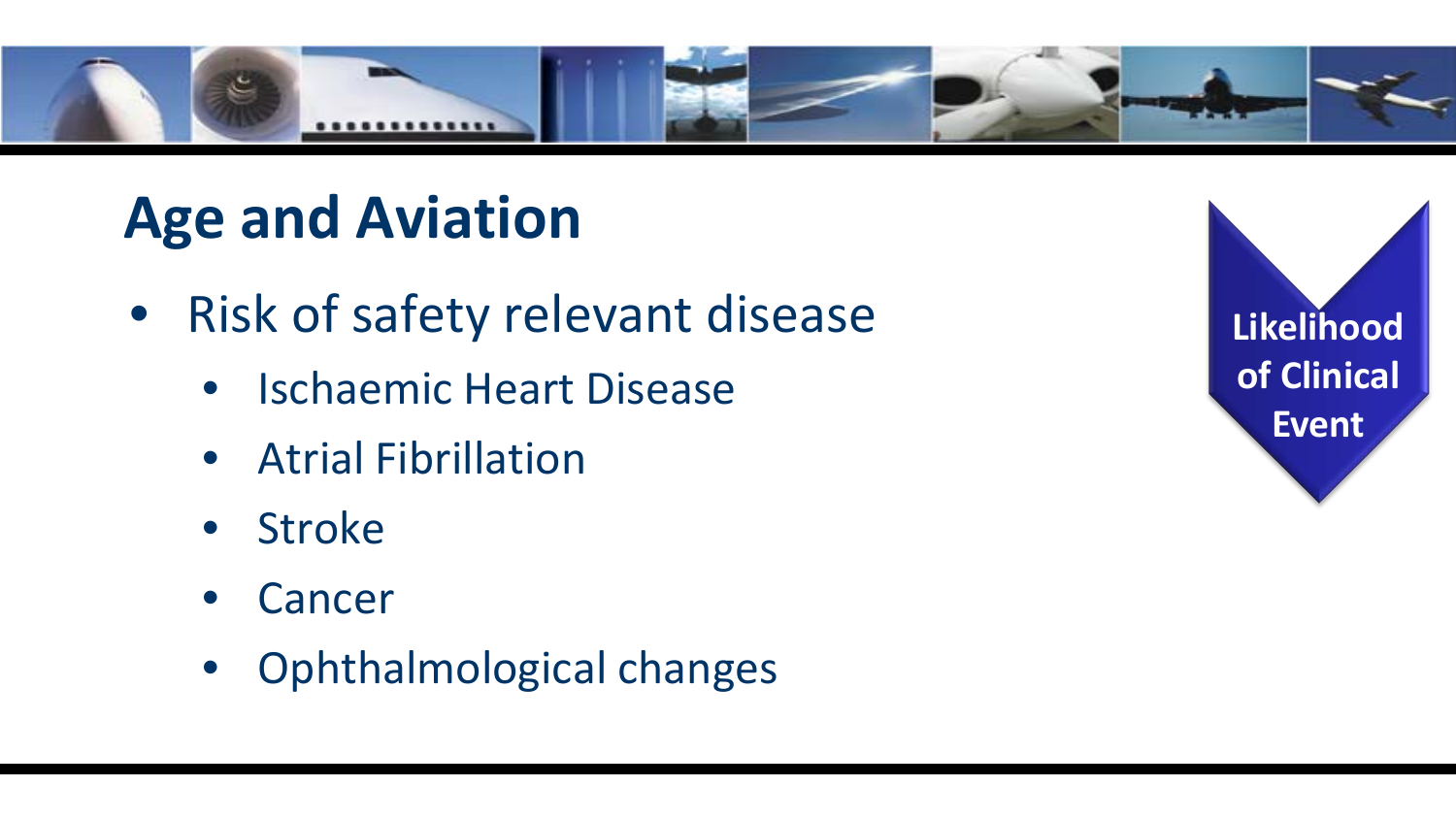# Age and Aviation

- Risk of safety relevant disease
  - Ischaemic Heart Disease
  - Atrial Fibrillation
  - Stroke
  - Cancer
  - Ophthalmological changes

**Likelihood of Clinical Event**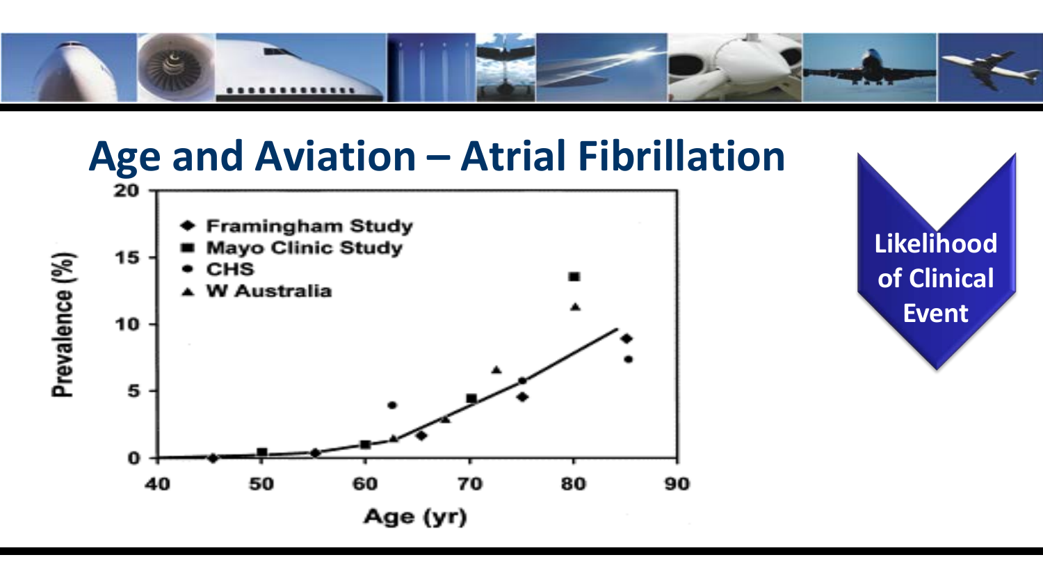# Age and Aviation – Atrial Fibrillation

Prevalence (%)

20
15
10
5
0

- ◆ Framingham Study
- ■ Mayo Clinic Study
- ● CHS
- ▲ W Australia

40 50 60 70 80 90

Age (yr)

Likelihood of Clinical Event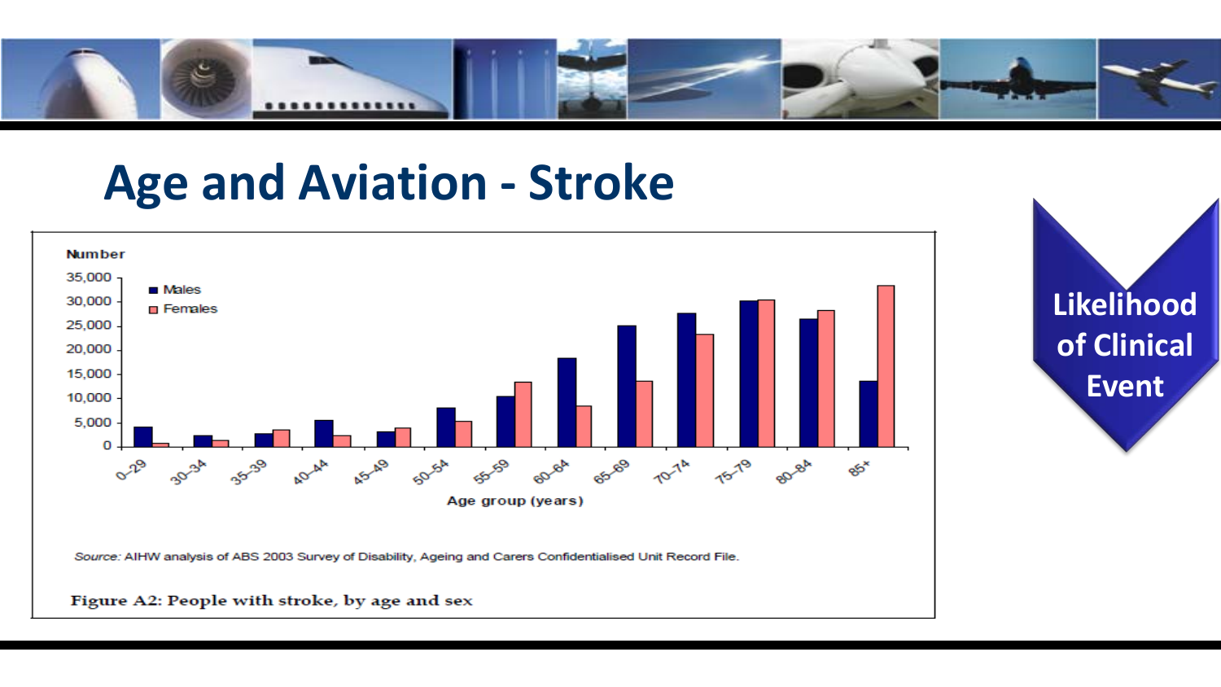# Age and Aviation - Stroke

Source: AIHW analysis of ABS 2003 Survey of Disability, Ageing and Carers Confidentialised Unit Record File.

Figure A2: People with stroke, by age and sex

Likelihood of Clinical Event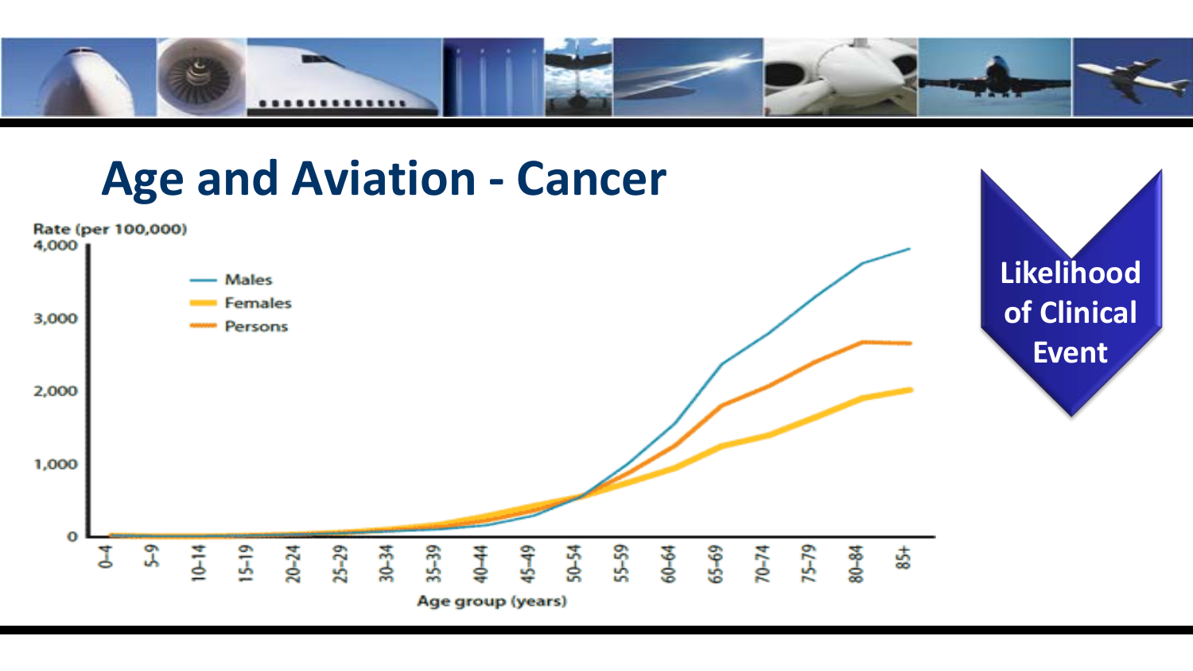# Age and Aviation - Cancer

Rate (per 100,000)

4,000

3,000

2,000

1,000

0

— Males
— Females
— Persons

0–4, 5–9, 10–14, 15–19, 20–24, 25–29, 30–34, 35–39, 40–44, 45–49, 50–54, 55–59, 60–64, 65–69, 70–74, 75–79, 80–84, 85+

Age group (years)

**Likelihood of Clinical Event**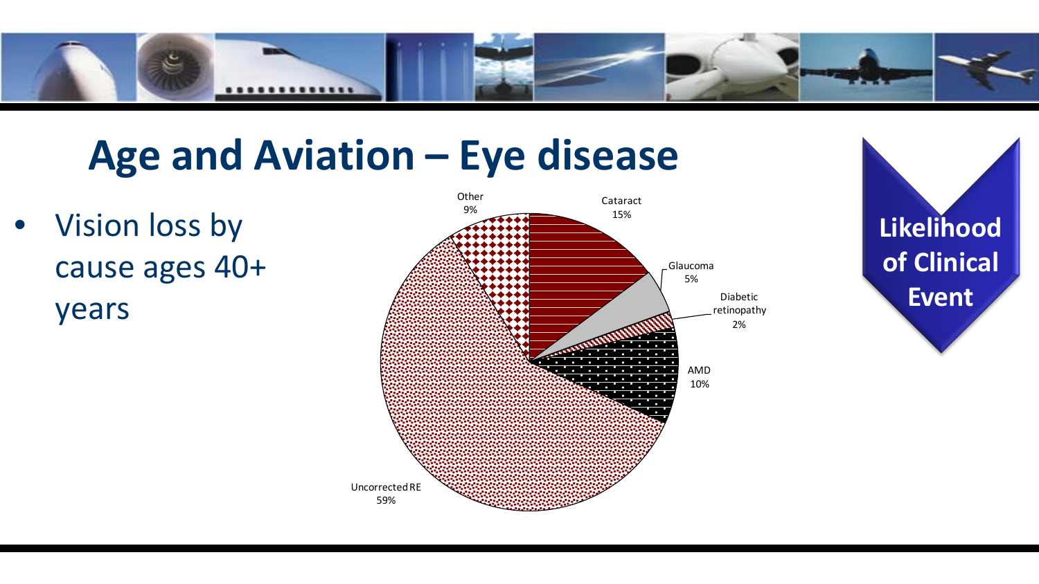# Age and Aviation – Eye disease

- Vision loss by cause ages 40+ years

| Cause | Percentage |
| --- | --- |
| Cataract | 15% |
| Glaucoma | 5% |
| Diabetic retinopathy | 2% |
| AMD | 10% |
| Uncorrected RE | 59% |
| Other | 9% |

**Likelihood of Clinical Event**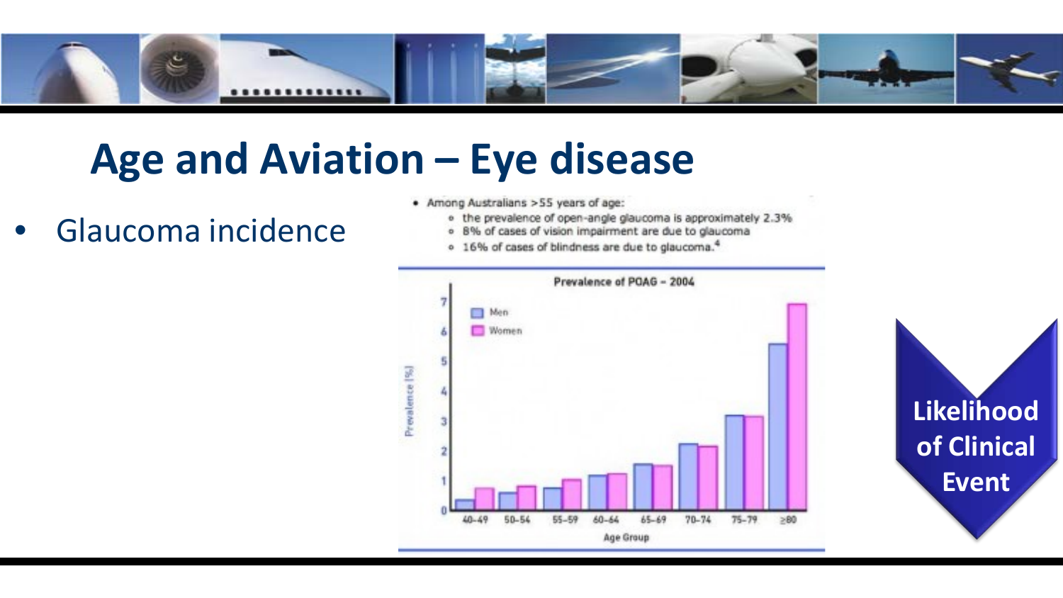# Age and Aviation – Eye disease

- Glaucoma incidence

- Among Australians >55 years of age:
  - the prevalence of open-angle glaucoma is approximately 2.3%
  - 8% of cases of vision impairment are due to glaucoma
  - 16% of cases of blindness are due to glaucoma.[4]

**Prevalence of POAG – 2004**

Prevalence (%)

Men / Women

40–49, 50–54, 55–59, 60–64, 65–69, 70–74, 75–79, ≥80

Age Group

**Likelihood of Clinical Event**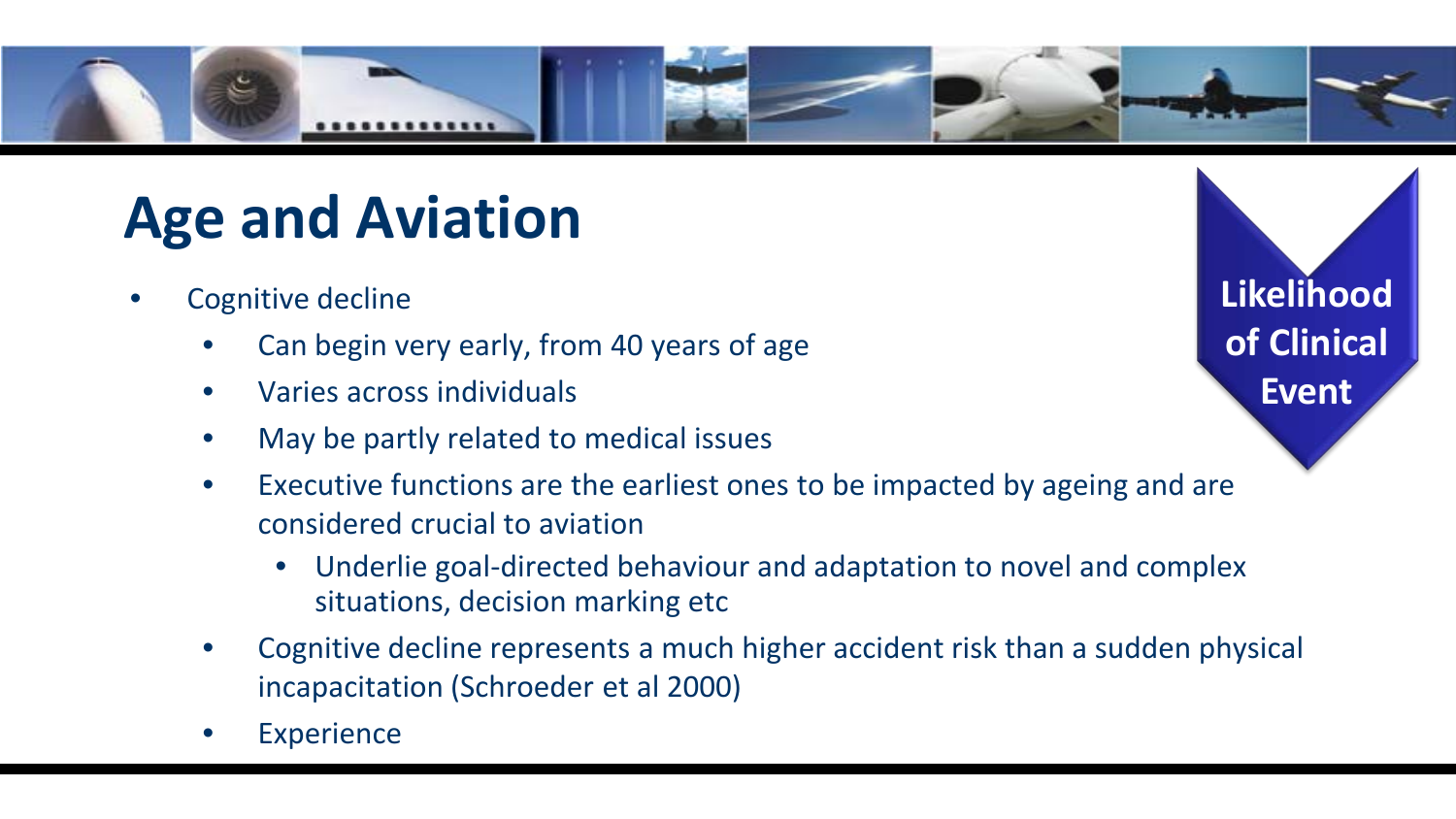# Age and Aviation

**Likelihood of Clinical Event**

- Cognitive decline
  - Can begin very early, from 40 years of age
  - Varies across individuals
  - May be partly related to medical issues
  - Executive functions are the earliest ones to be impacted by ageing and are considered crucial to aviation
    - Underlie goal-directed behaviour and adaptation to novel and complex situations, decision marking etc
  - Cognitive decline represents a much higher accident risk than a sudden physical incapacitation (Schroeder et al 2000)
  - Experience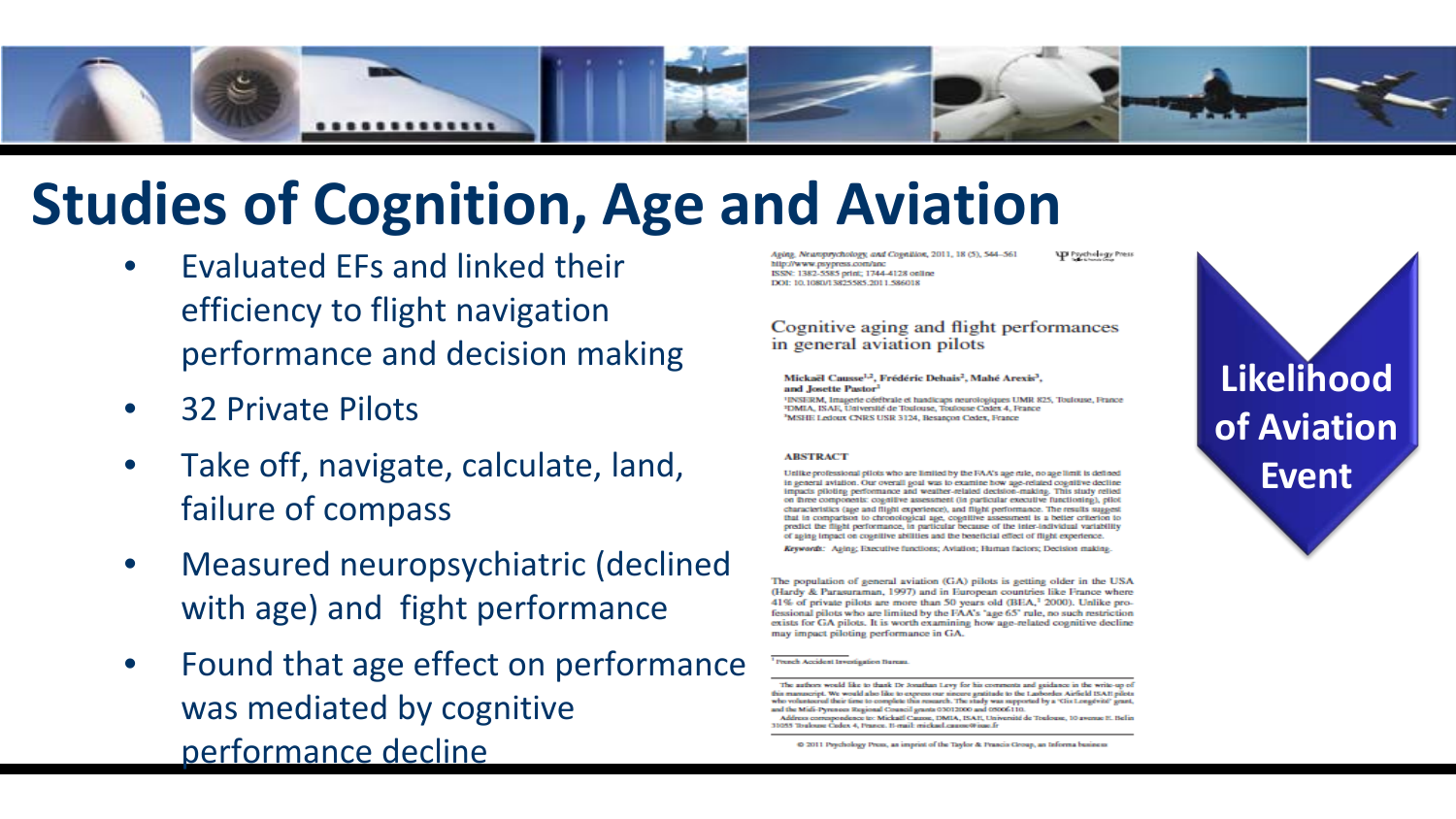# Studies of Cognition, Age and Aviation

- Evaluated EFs and linked their efficiency to flight navigation performance and decision making
- 32 Private Pilots
- Take off, navigate, calculate, land, failure of compass
- Measured neuropsychiatric (declined with age) and fight performance
- Found that age effect on performance was mediated by cognitive performance decline

Aging, Neuropsychology, and Cognition, 2011, 18 (5), 544–561
http://www.psypress.com/anc
ISSN: 1382-5585 print; 1744-4128 online
DOI: 10.1080/13825585.2011.586018

Psychology Press

## Cognitive aging and flight performances in general aviation pilots

**Mickaël Causse[1,2], Frédéric Dehais[2], Mahé Arexis[3], and Josette Pastor[1]**

[1]INSERM, Imagerie cérébrale et handicaps neurologiques UMR 825, Toulouse, France
[2]DMIA, ISAE, Université de Toulouse, Toulouse Cedex 4, France
[3]MSHE Ledoux CNRS USR 3124, Besançon Cedex, France

### ABSTRACT

Unlike professional pilots who are limited by the FAA's age rule, no age limit is defined in general aviation. Our overall goal was to examine how age-related cognitive decline impacts piloting performance and weather-related decision-making. This study relied on three components: cognitive assessment (in particular executive functioning), pilot characteristics (age and flight experience), and flight performance. The results suggest that in comparison to chronological age, cognitive assessment is a better criterion to predict the flight performance, in particular because of the inter-individual variability of aging impact on cognitive abilities and the beneficial effect of flight experience.

*Keywords:* Aging; Executive functions; Aviation; Human factors; Decision making.

The population of general aviation (GA) pilots is getting older in the USA (Hardy & Parasuraman, 1997) and in European countries like France where 41% of private pilots are more than 50 years old (BEA,[1] 2000). Unlike professional pilots who are limited by the FAA's "age 65" rule, no such restriction exists for GA pilots. It is worth examining how age-related cognitive decline may impact piloting performance in GA.

[1] French Accident Investigation Bureau.

The authors would like to thank Dr Jonathan Levy for his comments and guidance in the write-up of this manuscript. We would also like to express our sincere gratitude to the Lasbordes Airfield ISAE pilots who volunteered their time to complete this research. The study was supported by a "Gis Longévité" grant, and the Midi-Pyrenees Regional Council grants 03012000 and 05006110.

Address correspondence to: Mickaël Causse, DMIA, ISAE, Université de Toulouse, 10 avenue E. Belin 31055 Toulouse Cedex 4, France. E-mail: mickael.causse@isae.fr

© 2011 Psychology Press, an imprint of the Taylor & Francis Group, an Informa business

**Likelihood of Aviation Event**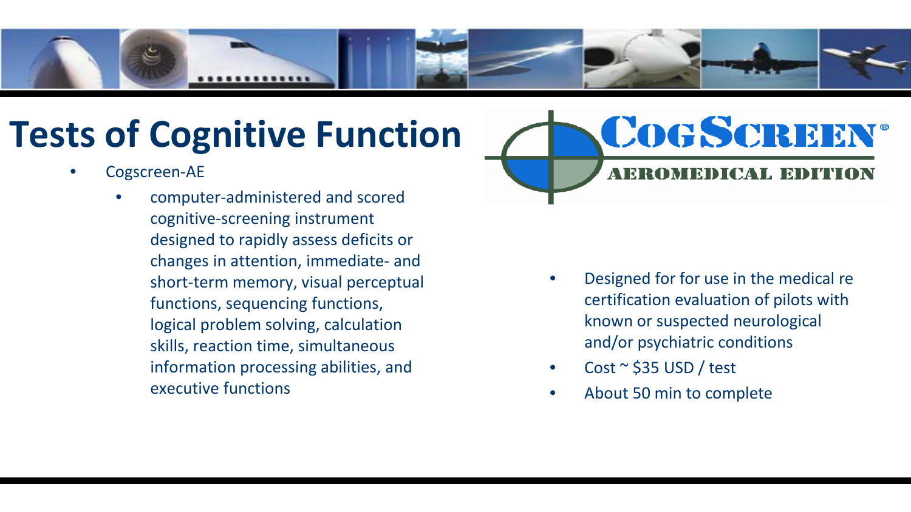# Tests of Cognitive Function

- Cogscreen-AE
  - computer-administered and scored cognitive-screening instrument designed to rapidly assess deficits or changes in attention, immediate- and short-term memory, visual perceptual functions, sequencing functions, logical problem solving, calculation skills, reaction time, simultaneous information processing abilities, and executive functions

COGSCREEN®
AEROMEDICAL EDITION

- Designed for for use in the medical re certification evaluation of pilots with known or suspected neurological and/or psychiatric conditions
- Cost ~ $35 USD / test
- About 50 min to complete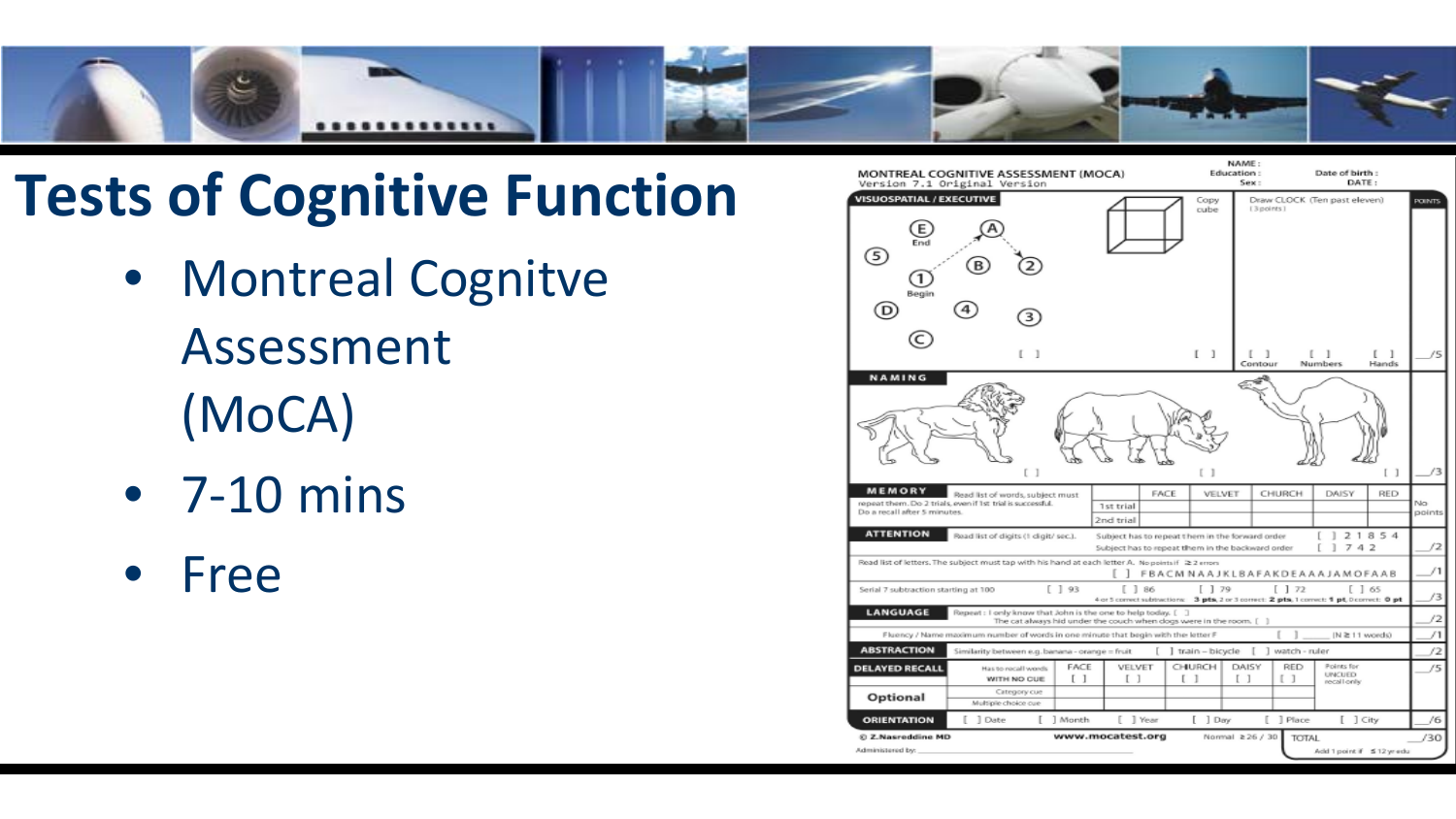# Tests of Cognitive Function

- Montreal Cognitve Assessment (MoCA)
- 7-10 mins
- Free

MONTREAL COGNITIVE ASSESSMENT (MOCA)
Version 7.1 Original Version

NAME :
Education :
Sex :
Date of birth :
DATE :

| | | POINTS |
|---|---|---|
| VISUOSPATIAL / EXECUTIVE | Copy cube. Draw CLOCK (Ten past eleven) (3 points) [ ] [ ] [ ] Contour [ ] Numbers [ ] Hands | ___/5 |
| NAMING | [ ] [ ] [ ] | ___/3 |
| MEMORY | Read list of words, subject must repeat them. Do 2 trials, even if 1st trial is successful. Do a recall after 5 minutes. FACE VELVET CHURCH DAISY RED — 1st trial, 2nd trial | No points |
| ATTENTION | Read list of digits (1 digit/ sec.). Subject has to repeat them in the forward order [ ] 2 1 8 5 4. Subject has to repeat them in the backward order [ ] 7 4 2 | ___/2 |
| | Read list of letters. The subject must tap with his hand at each letter A. No points if ≥ 2 errors [ ] FBACMNAAJKLBAFAKDEAAAJAMOFAAB | ___/1 |
| | Serial 7 subtraction starting at 100 [ ] 93 [ ] 86 [ ] 79 [ ] 72 [ ] 65. 4 or 5 correct subtractions: 3 pts, 2 or 3 correct: 2 pts, 1 correct: 1 pt, 0 correct: 0 pt | ___/3 |
| LANGUAGE | Repeat : I only know that John is the one to help today. [ ] The cat always hid under the couch when dogs were in the room. [ ] | ___/2 |
| | Fluency / Name maximum number of words in one minute that begin with the letter F [ ] ___ (N ≥ 11 words) | ___/1 |
| ABSTRACTION | Similarity between e.g. banana - orange = fruit [ ] train – bicycle [ ] watch – ruler | ___/2 |
| DELAYED RECALL | Has to recall words WITH NO CUE: FACE [ ] VELVET [ ] CHURCH [ ] DAISY [ ] RED [ ]. Points for UNCUED recall only | ___/5 |
| Optional | Category cue; Multiple choice cue | |
| ORIENTATION | [ ] Date [ ] Month [ ] Year [ ] Day [ ] Place [ ] City | ___/6 |

© Z.Nasreddine MD www.mocatest.org Normal ≥ 26 / 30 TOTAL ___/30

Add 1 point if ≤ 12 yr edu

Administered by: ___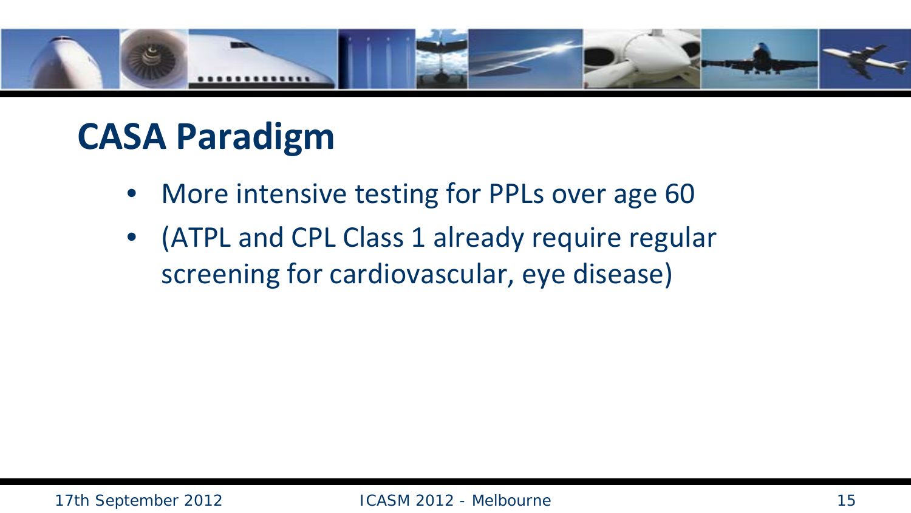# CASA Paradigm

- More intensive testing for PPLs over age 60
- (ATPL and CPL Class 1 already require regular screening for cardiovascular, eye disease)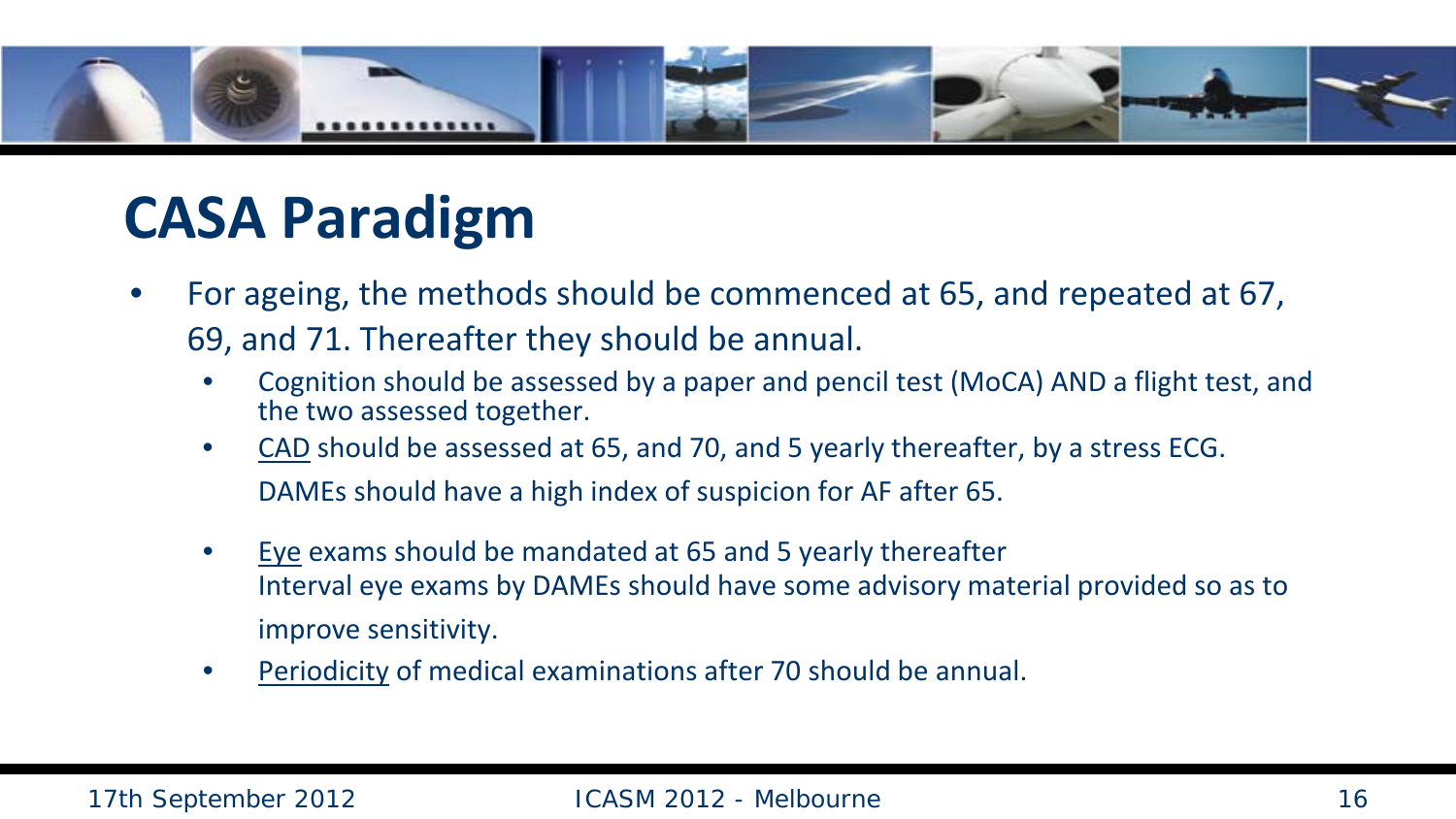# CASA Paradigm

- For ageing, the methods should be commenced at 65, and repeated at 67, 69, and 71. Thereafter they should be annual.
  - Cognition should be assessed by a paper and pencil test (MoCA) AND a flight test, and the two assessed together.
  - <u>CAD</u> should be assessed at 65, and 70, and 5 yearly thereafter, by a stress ECG.
    DAMEs should have a high index of suspicion for AF after 65.
  - <u>Eye</u> exams should be mandated at 65 and 5 yearly thereafter
    Interval eye exams by DAMEs should have some advisory material provided so as to improve sensitivity.
  - <u>Periodicity</u> of medical examinations after 70 should be annual.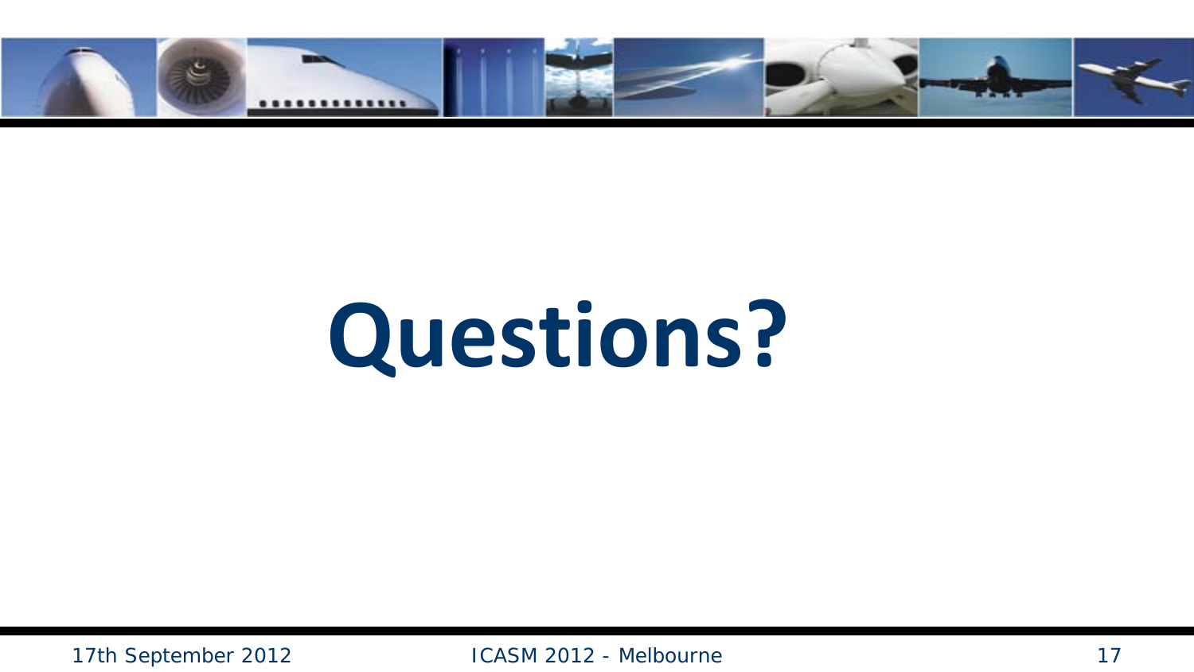# Questions?